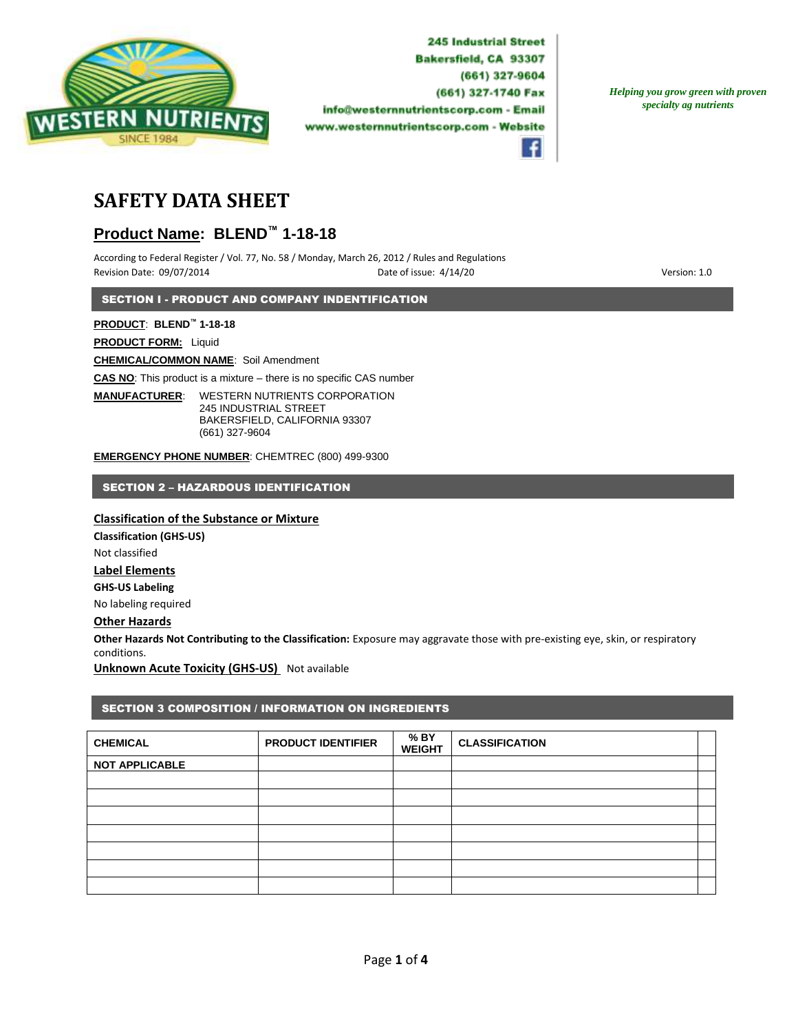WESTERN NUTRIENTS
SINCE 1984

245 Industrial Street
Bakersfield, CA 93307
(661) 327-9604
(661) 327-1740 Fax
info@westernnutrientscorp.com - Email
www.westernnutrientscorp.com - Website

*Helping you grow green with proven specialty ag nutrients*

# SAFETY DATA SHEET

## Product Name: BLEND™ 1-18-18

According to Federal Register / Vol. 77, No. 58 / Monday, March 26, 2012 / Rules and Regulations
Revision Date: 09/07/2014 Date of issue: 4/14/20 Version: 1.0

## SECTION I - PRODUCT AND COMPANY INDENTIFICATION

**PRODUCT**: **BLEND™ 1-18-18**

**PRODUCT FORM:** Liquid

**CHEMICAL/COMMON NAME**: Soil Amendment

**CAS NO**: This product is a mixture – there is no specific CAS number

**MANUFACTURER**: WESTERN NUTRIENTS CORPORATION
245 INDUSTRIAL STREET
BAKERSFIELD, CALIFORNIA 93307
(661) 327-9604

**EMERGENCY PHONE NUMBER**: CHEMTREC (800) 499-9300

## SECTION 2 – HAZARDOUS IDENTIFICATION

### Classification of the Substance or Mixture

**Classification (GHS-US)**

Not classified

### Label Elements

**GHS-US Labeling**

No labeling required

### Other Hazards

**Other Hazards Not Contributing to the Classification:** Exposure may aggravate those with pre-existing eye, skin, or respiratory conditions.

**Unknown Acute Toxicity (GHS-US)** Not available

## SECTION 3 COMPOSITION / INFORMATION ON INGREDIENTS

| CHEMICAL | PRODUCT IDENTIFIER | % BY WEIGHT | CLASSIFICATION | |
|---|---|---|---|---|
| NOT APPLICABLE | | | | |
| | | | | |
| | | | | |
| | | | | |
| | | | | |
| | | | | |
| | | | | |
| | | | | |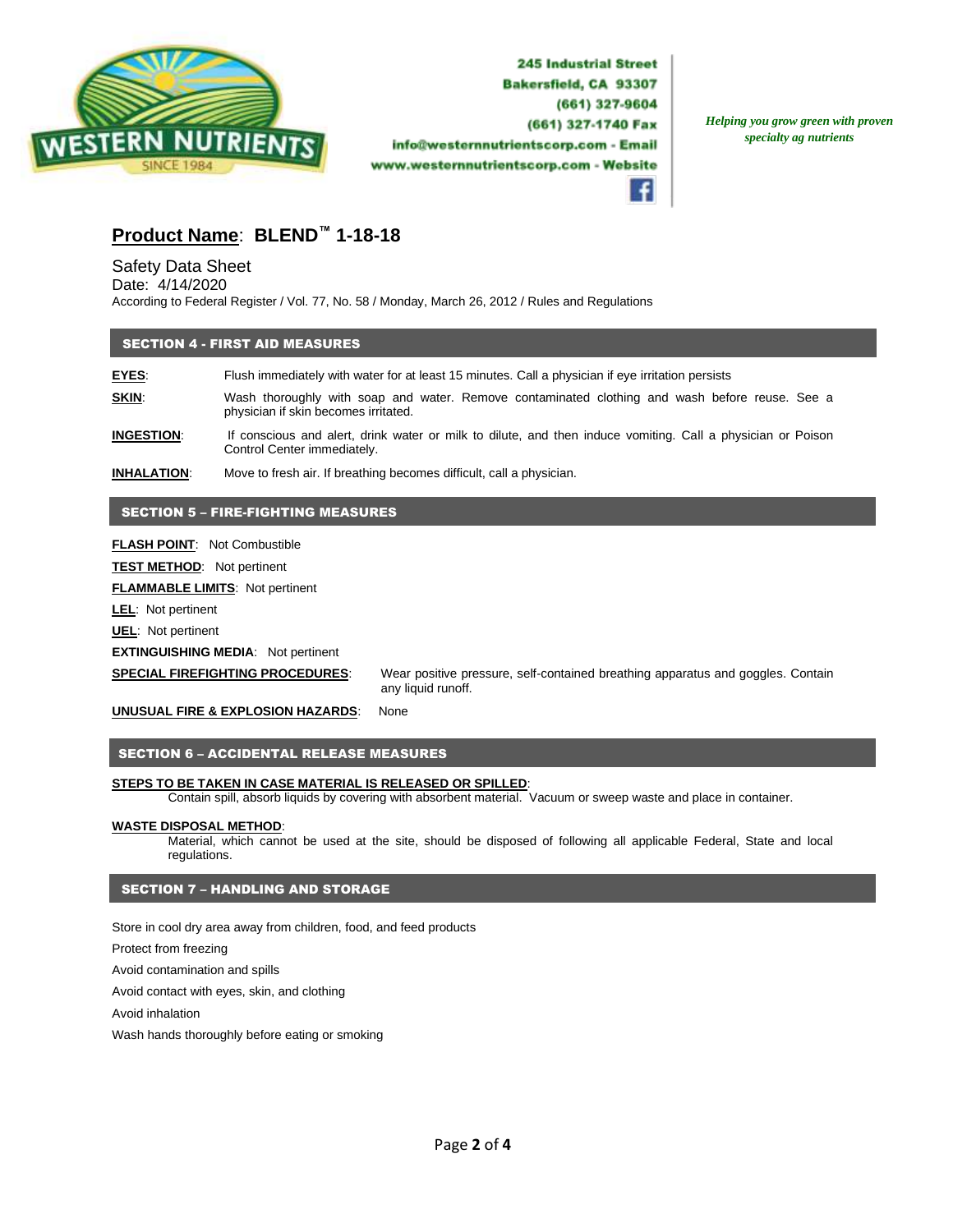245 Industrial Street
Bakersfield, CA 93307
(661) 327-9604
(661) 327-1740 Fax
info@westernnutrientscorp.com - Email
www.westernnutrientscorp.com - Website

*Helping you grow green with proven specialty ag nutrients*

## **Product Name**: BLEND™ 1-18-18

Safety Data Sheet
Date: 4/14/2020
According to Federal Register / Vol. 77, No. 58 / Monday, March 26, 2012 / Rules and Regulations

## SECTION 4 - FIRST AID MEASURES

**EYES**: Flush immediately with water for at least 15 minutes. Call a physician if eye irritation persists

**SKIN**: Wash thoroughly with soap and water. Remove contaminated clothing and wash before reuse. See a physician if skin becomes irritated.

**INGESTION**: If conscious and alert, drink water or milk to dilute, and then induce vomiting. Call a physician or Poison Control Center immediately.

**INHALATION**: Move to fresh air. If breathing becomes difficult, call a physician.

## SECTION 5 – FIRE-FIGHTING MEASURES

**FLASH POINT**: Not Combustible

**TEST METHOD**: Not pertinent

**FLAMMABLE LIMITS**: Not pertinent

**LEL**: Not pertinent

**UEL**: Not pertinent

**EXTINGUISHING MEDIA**: Not pertinent

**SPECIAL FIREFIGHTING PROCEDURES**: Wear positive pressure, self-contained breathing apparatus and goggles. Contain any liquid runoff.

**UNUSUAL FIRE & EXPLOSION HAZARDS**: None

## SECTION 6 – ACCIDENTAL RELEASE MEASURES

**STEPS TO BE TAKEN IN CASE MATERIAL IS RELEASED OR SPILLED**:
Contain spill, absorb liquids by covering with absorbent material. Vacuum or sweep waste and place in container.

**WASTE DISPOSAL METHOD**:
Material, which cannot be used at the site, should be disposed of following all applicable Federal, State and local regulations.

## SECTION 7 – HANDLING AND STORAGE

Store in cool dry area away from children, food, and feed products

Protect from freezing

Avoid contamination and spills

Avoid contact with eyes, skin, and clothing

Avoid inhalation

Wash hands thoroughly before eating or smoking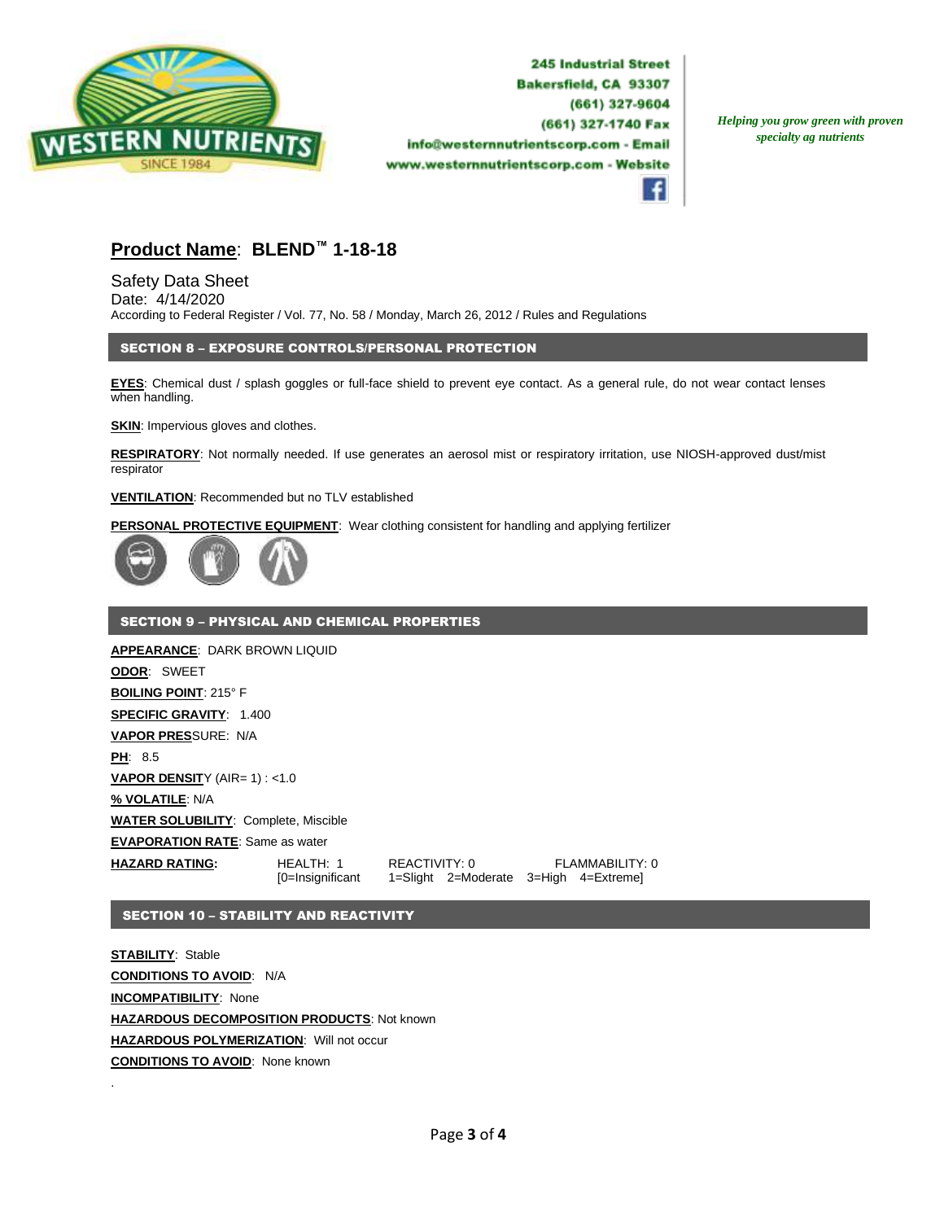245 Industrial Street
Bakersfield, CA 93307
(661) 327-9604
(661) 327-1740 Fax
info@westernnutrientscorp.com - Email
www.westernnutrientscorp.com - Website

*Helping you grow green with proven specialty ag nutrients*

## Product Name: BLEND™ 1-18-18

Safety Data Sheet
Date: 4/14/2020
According to Federal Register / Vol. 77, No. 58 / Monday, March 26, 2012 / Rules and Regulations

### SECTION 8 – EXPOSURE CONTROLS/PERSONAL PROTECTION

**EYES**: Chemical dust / splash goggles or full-face shield to prevent eye contact. As a general rule, do not wear contact lenses when handling.

**SKIN**: Impervious gloves and clothes.

**RESPIRATORY**: Not normally needed. If use generates an aerosol mist or respiratory irritation, use NIOSH-approved dust/mist respirator

**VENTILATION**: Recommended but no TLV established

**PERSONAL PROTECTIVE EQUIPMENT**: Wear clothing consistent for handling and applying fertilizer

### SECTION 9 – PHYSICAL AND CHEMICAL PROPERTIES

**APPEARANCE**: DARK BROWN LIQUID
**ODOR**: SWEET
**BOILING POINT**: 215° F
**SPECIFIC GRAVITY**: 1.400
**VAPOR PRESSURE**: N/A
**PH**: 8.5
**VAPOR DENSITY** (AIR= 1) : <1.0
**% VOLATILE**: N/A
**WATER SOLUBILITY**: Complete, Miscible
**EVAPORATION RATE**: Same as water
**HAZARD RATING:** HEALTH: 1 REACTIVITY: 0 FLAMMABILITY: 0
[0=Insignificant 1=Slight 2=Moderate 3=High 4=Extreme]

### SECTION 10 – STABILITY AND REACTIVITY

**STABILITY**: Stable
**CONDITIONS TO AVOID**: N/A
**INCOMPATIBILITY**: None
**HAZARDOUS DECOMPOSITION PRODUCTS**: Not known
**HAZARDOUS POLYMERIZATION**: Will not occur
**CONDITIONS TO AVOID**: None known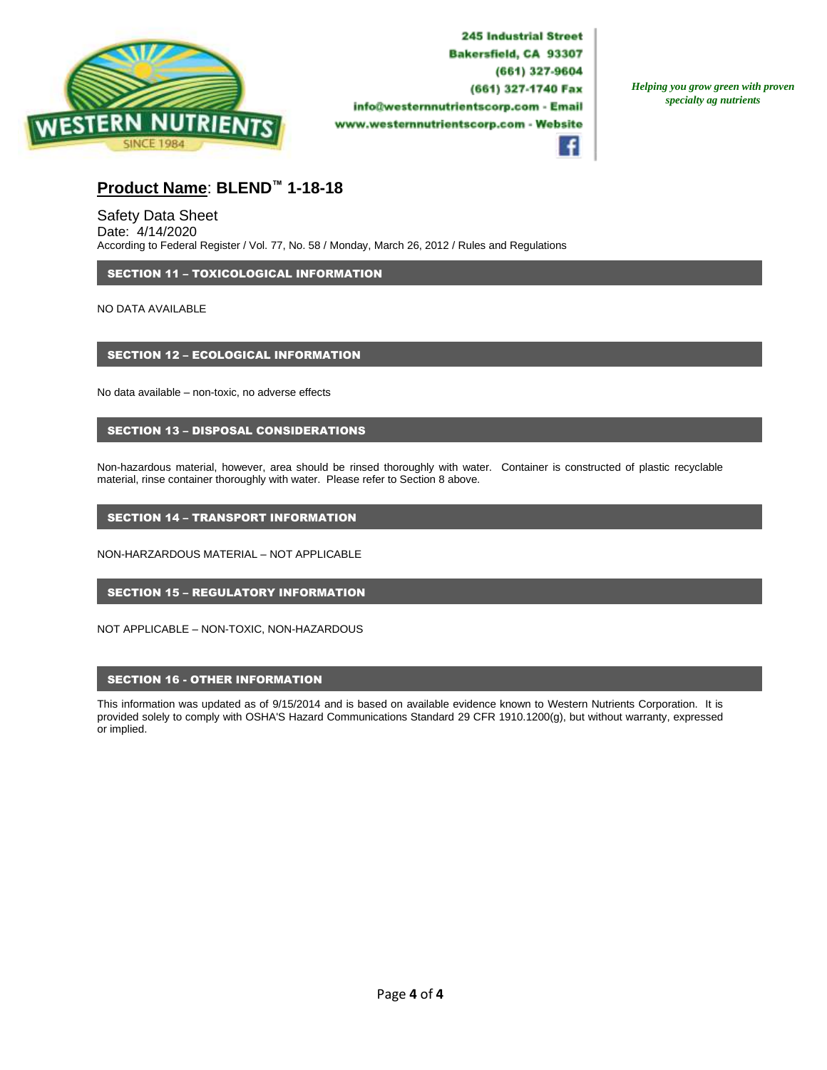245 Industrial Street
Bakersfield, CA 93307
(661) 327-9604
(661) 327-1740 Fax
info@westernnutrientscorp.com - Email
www.westernnutrientscorp.com - Website

*Helping you grow green with proven specialty ag nutrients*

**Product Name**: **BLEND™ 1-18-18**

Safety Data Sheet
Date: 4/14/2020
According to Federal Register / Vol. 77, No. 58 / Monday, March 26, 2012 / Rules and Regulations

## SECTION 11 – TOXICOLOGICAL INFORMATION

NO DATA AVAILABLE

## SECTION 12 – ECOLOGICAL INFORMATION

No data available – non-toxic, no adverse effects

## SECTION 13 – DISPOSAL CONSIDERATIONS

Non-hazardous material, however, area should be rinsed thoroughly with water. Container is constructed of plastic recyclable material, rinse container thoroughly with water. Please refer to Section 8 above.

## SECTION 14 – TRANSPORT INFORMATION

NON-HARZARDOUS MATERIAL – NOT APPLICABLE

## SECTION 15 – REGULATORY INFORMATION

NOT APPLICABLE – NON-TOXIC, NON-HAZARDOUS

## SECTION 16 - OTHER INFORMATION

This information was updated as of 9/15/2014 and is based on available evidence known to Western Nutrients Corporation. It is provided solely to comply with OSHA'S Hazard Communications Standard 29 CFR 1910.1200(g), but without warranty, expressed or implied.